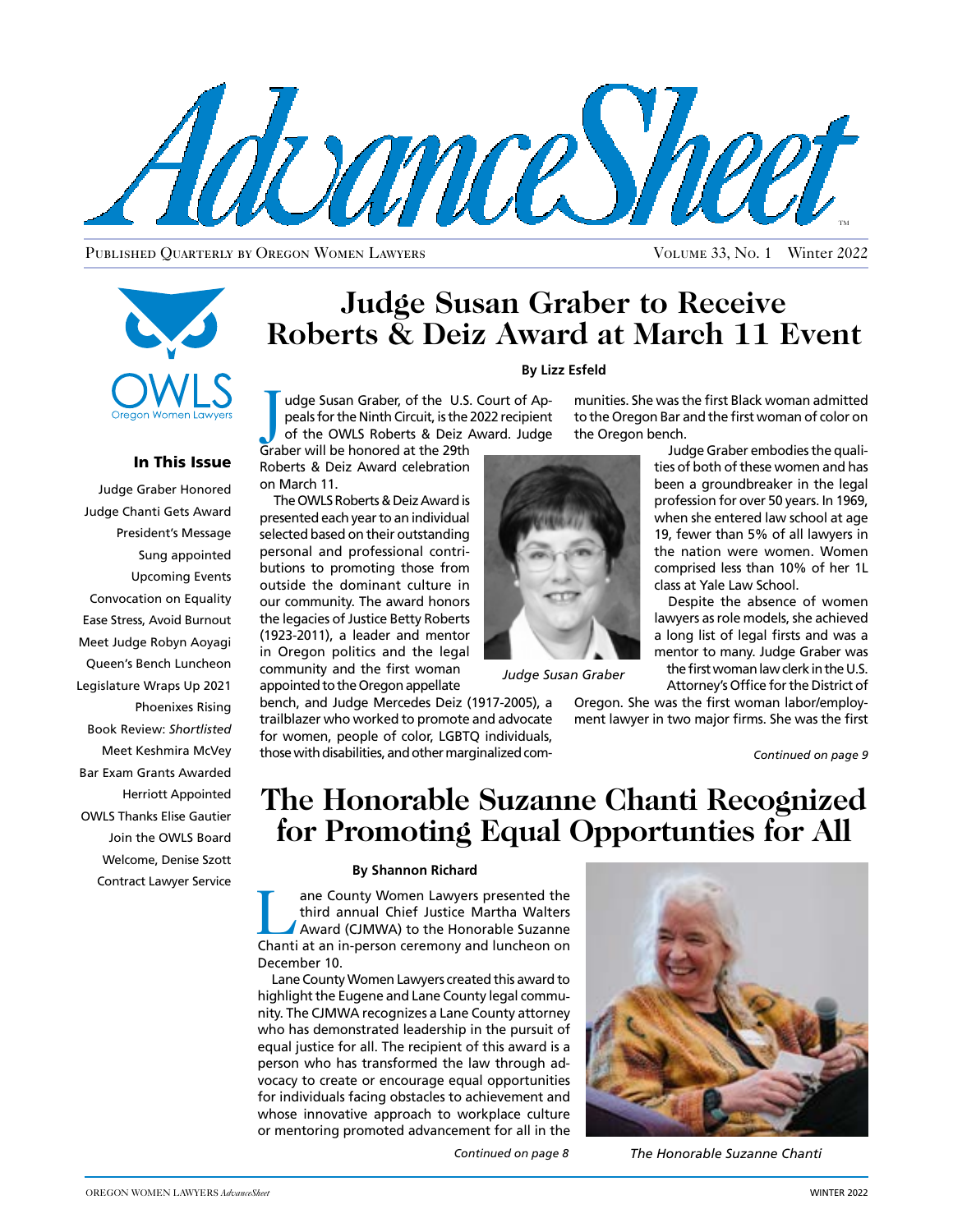# AdvanceSheet

Published Quarterly by Oregon Women Lawyers — Volume 33, No. 1 Winter 2022

OWLS Oregon Women Lawyers

### In This Issue

- Judge Graber Honored
- Judge Chanti Gets Award
- President's Message
- Sung appointed
- Upcoming Events
- Convocation on Equality
- Ease Stress, Avoid Burnout
- Meet Judge Robyn Aoyagi
- Queen's Bench Luncheon
- Legislature Wraps Up 2021
- Phoenixes Rising
- Book Review: *Shortlisted*
- Meet Keshmira McVey
- Bar Exam Grants Awarded
- Herriott Appointed
- OWLS Thanks Elise Gautier
- Join the OWLS Board
- Welcome, Denise Szott
- Contract Lawyer Service

# Judge Susan Graber to Receive Roberts & Deiz Award at March 11 Event

**By Lizz Esfeld**

Judge Susan Graber, of the U.S. Court of Appeals for the Ninth Circuit, is the 2022 recipient of the OWLS Roberts & Deiz Award. Judge Graber will be honored at the 29th Roberts & Deiz Award celebration on March 11.

The OWLS Roberts & Deiz Award is presented each year to an individual selected based on their outstanding personal and professional contributions to promoting those from outside the dominant culture in our community. The award honors the legacies of Justice Betty Roberts (1923-2011), a leader and mentor in Oregon politics and the legal community and the first woman appointed to the Oregon appellate bench, and Judge Mercedes Deiz (1917-2005), a trailblazer who worked to promote and advocate for women, people of color, LGBTQ individuals, those with disabilities, and other marginalized communities. She was the first Black woman admitted to the Oregon Bar and the first woman of color on the Oregon bench.

*Judge Susan Graber*

Judge Graber embodies the qualities of both of these women and has been a groundbreaker in the legal profession for over 50 years. In 1969, when she entered law school at age 19, fewer than 5% of all lawyers in the nation were women. Women comprised less than 10% of her 1L class at Yale Law School.

Despite the absence of women lawyers as role models, she achieved a long list of legal firsts and was a mentor to many. Judge Graber was the first woman law clerk in the U.S. Attorney's Office for the District of Oregon. She was the first woman labor/employment lawyer in two major firms. She was the first

*Continued on page 9*

# The Honorable Suzanne Chanti Recognized for Promoting Equal Opportunties for All

**By Shannon Richard**

Lane County Women Lawyers presented the third annual Chief Justice Martha Walters Award (CJMWA) to the Honorable Suzanne Chanti at an in-person ceremony and luncheon on December 10.

Lane County Women Lawyers created this award to highlight the Eugene and Lane County legal community. The CJMWA recognizes a Lane County attorney who has demonstrated leadership in the pursuit of equal justice for all. The recipient of this award is a person who has transformed the law through advocacy to create or encourage equal opportunities for individuals facing obstacles to achievement and whose innovative approach to workplace culture or mentoring promoted advancement for all in the

*Continued on page 8*

*The Honorable Suzanne Chanti*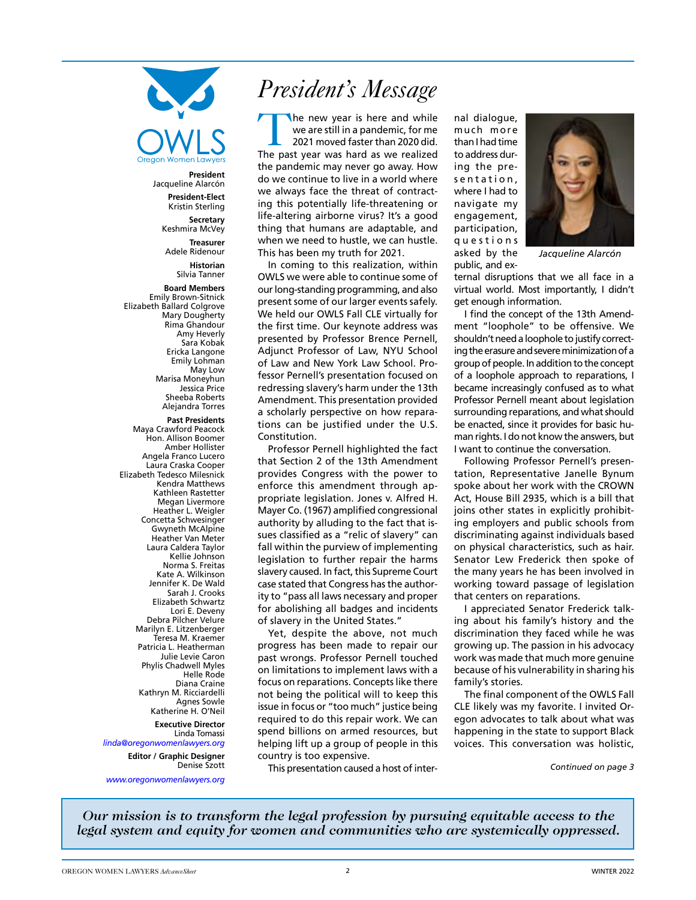OWLS
Oregon Women Lawyers

**President**
Jacqueline Alarcón

**President-Elect**
Kristin Sterling

**Secretary**
Keshmira McVey

**Treasurer**
Adele Ridenour

**Historian**
Silvia Tanner

**Board Members**
Emily Brown-Sitnick
Elizabeth Ballard Colgrove
Mary Dougherty
Rima Ghandour
Amy Heverly
Sara Kobak
Ericka Langone
Emily Lohman
May Low
Marisa Moneyhun
Jessica Price
Sheeba Roberts
Alejandra Torres

**Past Presidents**
Maya Crawford Peacock
Hon. Allison Boomer
Amber Hollister
Angela Franco Lucero
Laura Craska Cooper
Elizabeth Tedesco Milesnick
Kendra Matthews
Kathleen Rastetter
Megan Livermore
Heather L. Weigler
Concetta Schwesinger
Gwyneth McAlpine
Heather Van Meter
Laura Caldera Taylor
Kellie Johnson
Norma S. Freitas
Kate A. Wilkinson
Jennifer K. De Wald
Sarah J. Crooks
Elizabeth Schwartz
Lori E. Deveny
Debra Pilcher Velure
Marilyn E. Litzenberger
Teresa M. Kraemer
Patricia L. Heatherman
Julie Levie Caron
Phylis Chadwell Myles
Helle Rode
Diana Craine
Kathryn M. Ricciardelli
Agnes Sowle
Katherine H. O'Neil

**Executive Director**
Linda Tomassi
*linda@oregonwomenlawyers.org*

**Editor / Graphic Designer**
Denise Szott

*www.oregonwomenlawyers.org*

# *President's Message*

The new year is here and while we are still in a pandemic, for me 2021 moved faster than 2020 did. The past year was hard as we realized the pandemic may never go away. How do we continue to live in a world where we always face the threat of contracting this potentially life-threatening or life-altering airborne virus? It's a good thing that humans are adaptable, and when we need to hustle, we can hustle. This has been my truth for 2021.

In coming to this realization, within OWLS we were able to continue some of our long-standing programming, and also present some of our larger events safely. We held our OWLS Fall CLE virtually for the first time. Our keynote address was presented by Professor Brence Pernell, Adjunct Professor of Law, NYU School of Law and New York Law School. Professor Pernell's presentation focused on redressing slavery's harm under the 13th Amendment. This presentation provided a scholarly perspective on how reparations can be justified under the U.S. Constitution.

Professor Pernell highlighted the fact that Section 2 of the 13th Amendment provides Congress with the power to enforce this amendment through appropriate legislation. Jones v. Alfred H. Mayer Co. (1967) amplified congressional authority by alluding to the fact that issues classified as a "relic of slavery" can fall within the purview of implementing legislation to further repair the harms slavery caused. In fact, this Supreme Court case stated that Congress has the authority to "pass all laws necessary and proper for abolishing all badges and incidents of slavery in the United States."

Yet, despite the above, not much progress has been made to repair our past wrongs. Professor Pernell touched on limitations to implement laws with a focus on reparations. Concepts like there not being the political will to keep this issue in focus or "too much" justice being required to do this repair work. We can spend billions on armed resources, but helping lift up a group of people in this country is too expensive.

This presentation caused a host of internal dialogue, much more than I had time to address during the presentation, where I had to navigate my engagement, participation, questions asked by the public, and external disruptions that we all face in a virtual world. Most importantly, I didn't get enough information.

*Jacqueline Alarcón*

I find the concept of the 13th Amendment "loophole" to be offensive. We shouldn't need a loophole to justify correcting the erasure and severe minimization of a group of people. In addition to the concept of a loophole approach to reparations, I became increasingly confused as to what Professor Pernell meant about legislation surrounding reparations, and what should be enacted, since it provides for basic human rights. I do not know the answers, but I want to continue the conversation.

Following Professor Pernell's presentation, Representative Janelle Bynum spoke about her work with the CROWN Act, House Bill 2935, which is a bill that joins other states in explicitly prohibiting employers and public schools from discriminating against individuals based on physical characteristics, such as hair. Senator Lew Frederick then spoke of the many years he has been involved in working toward passage of legislation that centers on reparations.

I appreciated Senator Frederick talking about his family's history and the discrimination they faced while he was growing up. The passion in his advocacy work was made that much more genuine because of his vulnerability in sharing his family's stories.

The final component of the OWLS Fall CLE likely was my favorite. I invited Oregon advocates to talk about what was happening in the state to support Black voices. This conversation was holistic,

*Continued on page 3*

*Our mission is to transform the legal profession by pursuing equitable access to the legal system and equity for women and communities who are systemically oppressed.*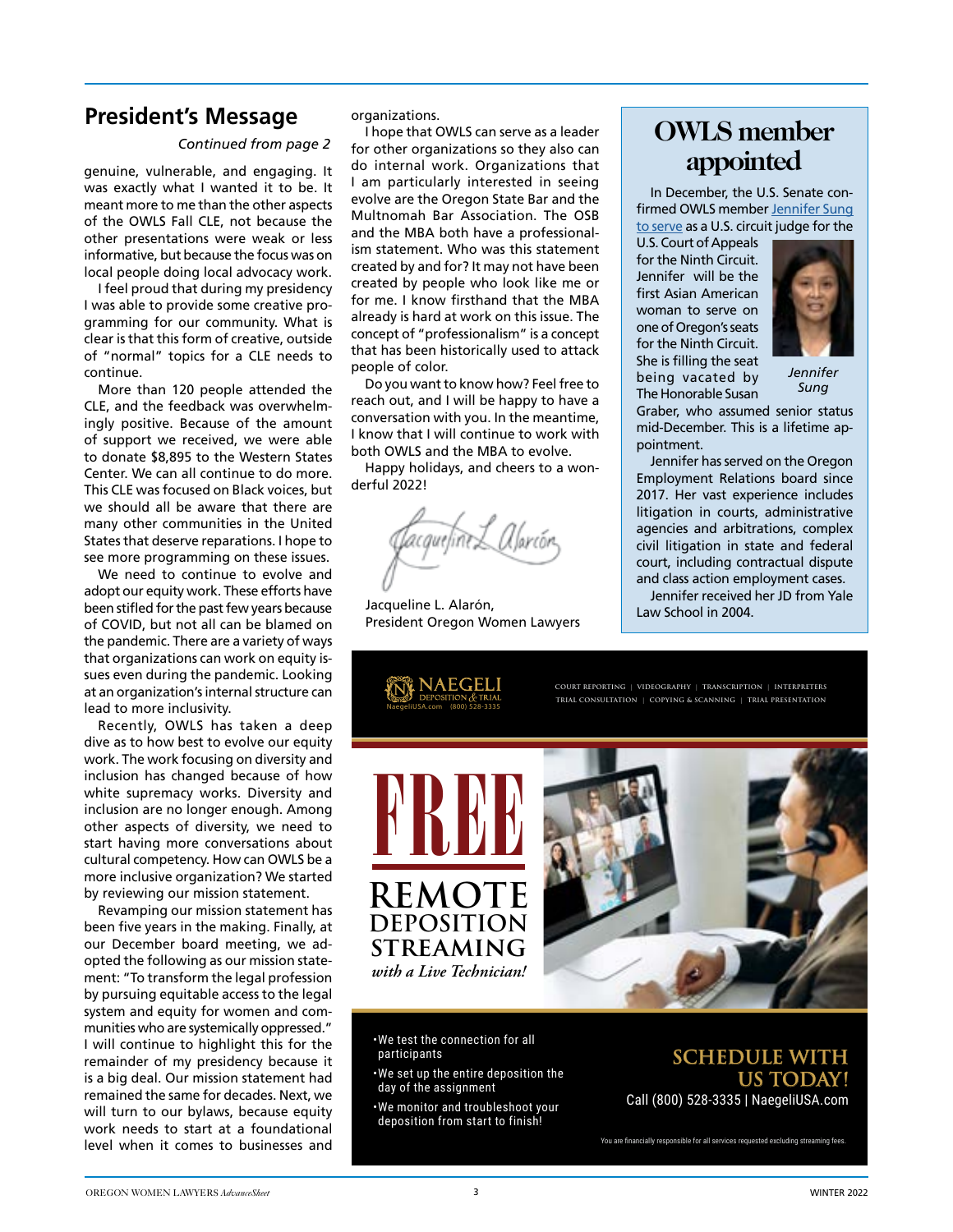## President's Message

*Continued from page 2*

genuine, vulnerable, and engaging. It was exactly what I wanted it to be. It meant more to me than the other aspects of the OWLS Fall CLE, not because the other presentations were weak or less informative, but because the focus was on local people doing local advocacy work.

I feel proud that during my presidency I was able to provide some creative programming for our community. What is clear is that this form of creative, outside of "normal" topics for a CLE needs to continue.

More than 120 people attended the CLE, and the feedback was overwhelmingly positive. Because of the amount of support we received, we were able to donate $8,895 to the Western States Center. We can all continue to do more. This CLE was focused on Black voices, but we should all be aware that there are many other communities in the United States that deserve reparations. I hope to see more programming on these issues.

We need to continue to evolve and adopt our equity work. These efforts have been stifled for the past few years because of COVID, but not all can be blamed on the pandemic. There are a variety of ways that organizations can work on equity issues even during the pandemic. Looking at an organization's internal structure can lead to more inclusivity.

Recently, OWLS has taken a deep dive as to how best to evolve our equity work. The work focusing on diversity and inclusion has changed because of how white supremacy works. Diversity and inclusion are no longer enough. Among other aspects of diversity, we need to start having more conversations about cultural competency. How can OWLS be a more inclusive organization? We started by reviewing our mission statement.

Revamping our mission statement has been five years in the making. Finally, at our December board meeting, we adopted the following as our mission statement: "To transform the legal profession by pursuing equitable access to the legal system and equity for women and communities who are systemically oppressed." I will continue to highlight this for the remainder of my presidency because it is a big deal. Our mission statement had remained the same for decades. Next, we will turn to our bylaws, because equity work needs to start at a foundational level when it comes to businesses and organizations.

I hope that OWLS can serve as a leader for other organizations so they also can do internal work. Organizations that I am particularly interested in seeing evolve are the Oregon State Bar and the Multnomah Bar Association. The OSB and the MBA both have a professionalism statement. Who was this statement created by and for? It may not have been created by people who look like me or for me. I know firsthand that the MBA already is hard at work on this issue. The concept of "professionalism" is a concept that has been historically used to attack people of color.

Do you want to know how? Feel free to reach out, and I will be happy to have a conversation with you. In the meantime, I know that I will continue to work with both OWLS and the MBA to evolve.

Happy holidays, and cheers to a wonderful 2022!

Jacqueline L. Alarón,
President Oregon Women Lawyers

## OWLS member appointed

In December, the U.S. Senate confirmed OWLS member Jennifer Sung to serve as a U.S. circuit judge for the U.S. Court of Appeals for the Ninth Circuit. Jennifer will be the first Asian American woman to serve on one of Oregon's seats for the Ninth Circuit. She is filling the seat being vacated by The Honorable Susan Graber, who assumed senior status mid-December. This is a lifetime appointment.

*Jennifer Sung*

Jennifer has served on the Oregon Employment Relations board since 2017. Her vast experience includes litigation in courts, administrative agencies and arbitrations, complex civil litigation in state and federal court, including contractual dispute and class action employment cases.

Jennifer received her JD from Yale Law School in 2004.

NAEGELI DEPOSITION & TRIAL
NaegeliUSA.com (800) 528-3335

COURT REPORTING | VIDEOGRAPHY | TRANSCRIPTION | INTERPRETERS
TRIAL CONSULTATION | COPYING & SCANNING | TRIAL PRESENTATION

**FREE REMOTE DEPOSITION STREAMING** *with a Live Technician!*

- We test the connection for all participants
- We set up the entire deposition the day of the assignment
- We monitor and troubleshoot your deposition from start to finish!

**SCHEDULE WITH US TODAY!**
Call (800) 528-3335 | NaegeliUSA.com

You are financially responsible for all services requested excluding streaming fees.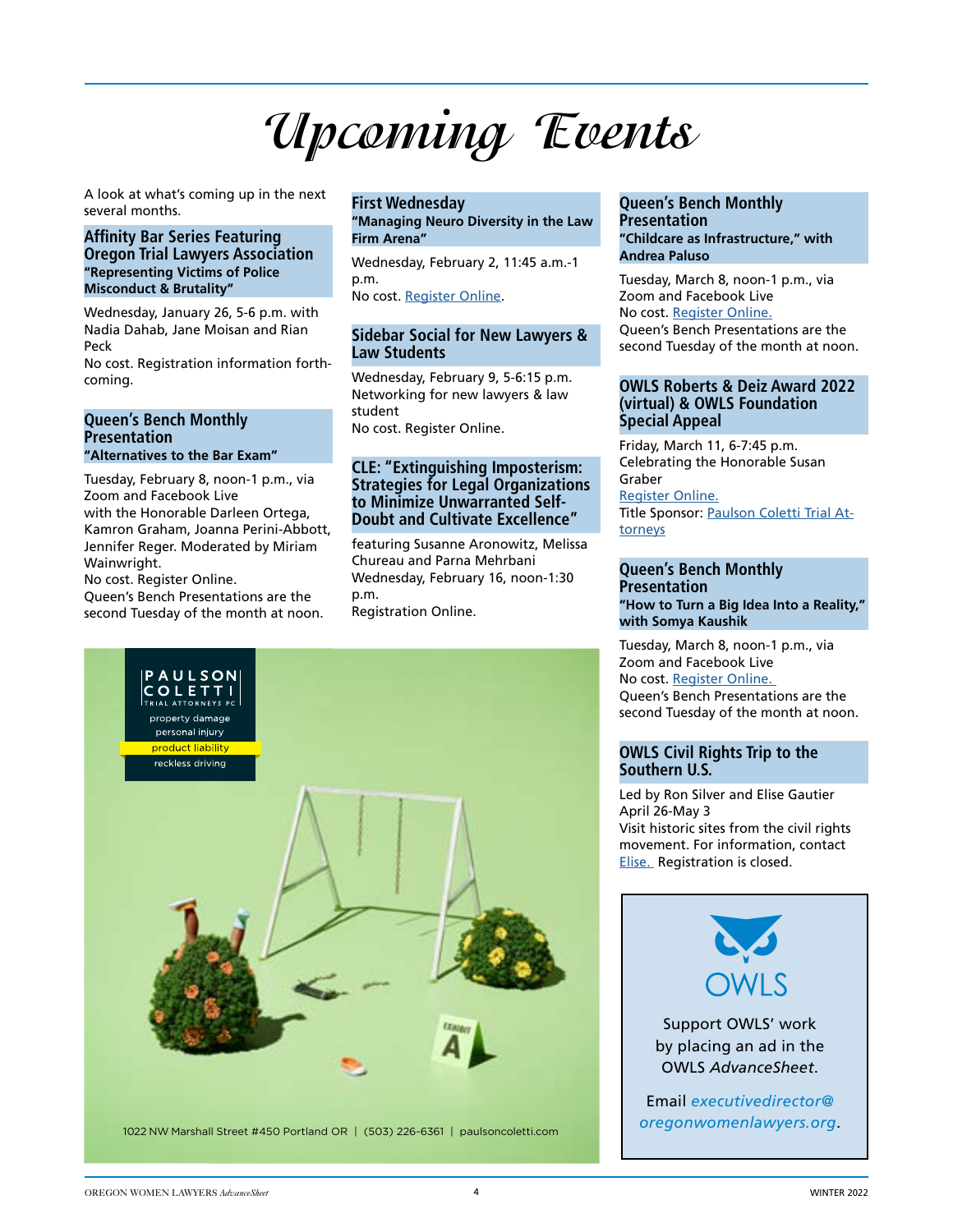# Upcoming Events

A look at what's coming up in the next several months.

## Affinity Bar Series Featuring Oregon Trial Lawyers Association

**"Representing Victims of Police Misconduct & Brutality"**

Wednesday, January 26, 5-6 p.m. with Nadia Dahab, Jane Moisan and Rian Peck
No cost. Registration information forthcoming.

## Queen's Bench Monthly Presentation

**"Alternatives to the Bar Exam"**

Tuesday, February 8, noon-1 p.m., via Zoom and Facebook Live
with the Honorable Darleen Ortega, Kamron Graham, Joanna Perini-Abbott, Jennifer Reger. Moderated by Miriam Wainwright.
No cost. Register Online.
Queen's Bench Presentations are the second Tuesday of the month at noon.

## First Wednesday

**"Managing Neuro Diversity in the Law Firm Arena"**

Wednesday, February 2, 11:45 a.m.-1 p.m.
No cost. Register Online.

## Sidebar Social for New Lawyers & Law Students

Wednesday, February 9, 5-6:15 p.m.
Networking for new lawyers & law student
No cost. Register Online.

## CLE: "Extinguishing Imposterism: Strategies for Legal Organizations to Minimize Unwarranted Self-Doubt and Cultivate Excellence"

featuring Susanne Aronowitz, Melissa Chureau and Parna Mehrbani
Wednesday, February 16, noon-1:30 p.m.
Registration Online.

PAULSON COLETTI TRIAL ATTORNEYS PC
property damage
personal injury
product liability
reckless driving

1022 NW Marshall Street #450 Portland OR | (503) 226-6361 | paulsoncoletti.com

## Queen's Bench Monthly Presentation

**"Childcare as Infrastructure," with Andrea Paluso**

Tuesday, March 8, noon-1 p.m., via Zoom and Facebook Live
No cost. Register Online.
Queen's Bench Presentations are the second Tuesday of the month at noon.

## OWLS Roberts & Deiz Award 2022 (virtual) & OWLS Foundation Special Appeal

Friday, March 11, 6-7:45 p.m.
Celebrating the Honorable Susan Graber
Register Online.
Title Sponsor: Paulson Coletti Trial Attorneys

## Queen's Bench Monthly Presentation

**"How to Turn a Big Idea Into a Reality," with Somya Kaushik**

Tuesday, March 8, noon-1 p.m., via Zoom and Facebook Live
No cost. Register Online.
Queen's Bench Presentations are the second Tuesday of the month at noon.

## OWLS Civil Rights Trip to the Southern U.S.

Led by Ron Silver and Elise Gautier
April 26-May 3
Visit historic sites from the civil rights movement. For information, contact Elise. Registration is closed.

OWLS

Support OWLS' work by placing an ad in the OWLS *AdvanceSheet.*

Email *executivedirector@oregonwomenlawyers.org*.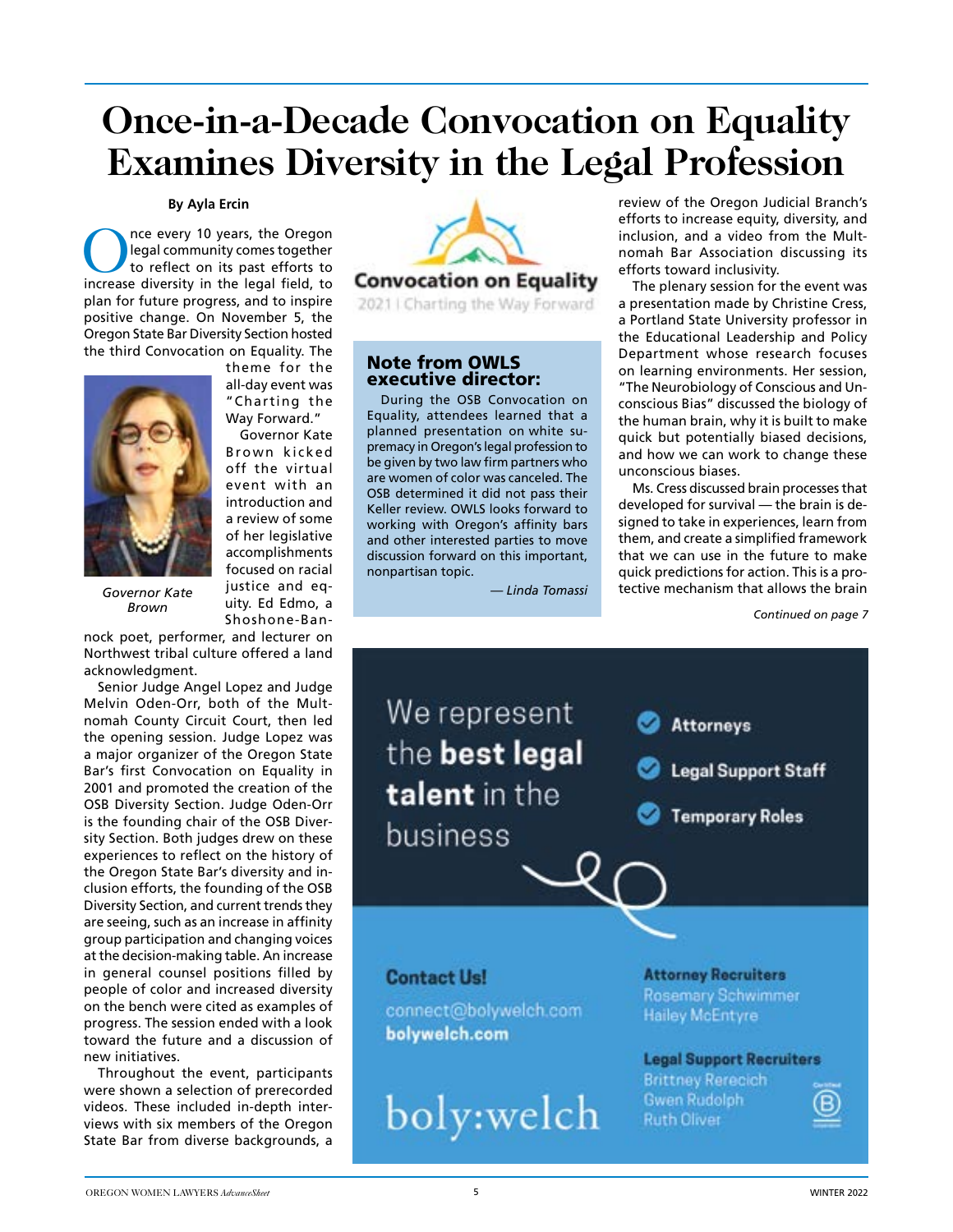# Once-in-a-Decade Convocation on Equality Examines Diversity in the Legal Profession

**By Ayla Ercin**

Once every 10 years, the Oregon legal community comes together to reflect on its past efforts to increase diversity in the legal field, to plan for future progress, and to inspire positive change. On November 5, the Oregon State Bar Diversity Section hosted the third Convocation on Equality. The theme for the all-day event was "Charting the Way Forward."

*Governor Kate Brown*

Governor Kate Brown kicked off the virtual event with an introduction and a review of some of her legislative accomplishments focused on racial justice and equity. Ed Edmo, a Shoshone-Bannock poet, performer, and lecturer on Northwest tribal culture offered a land acknowledgment.

Senior Judge Angel Lopez and Judge Melvin Oden-Orr, both of the Multnomah County Circuit Court, then led the opening session. Judge Lopez was a major organizer of the Oregon State Bar's first Convocation on Equality in 2001 and promoted the creation of the OSB Diversity Section. Judge Oden-Orr is the founding chair of the OSB Diversity Section. Both judges drew on these experiences to reflect on the history of the Oregon State Bar's diversity and inclusion efforts, the founding of the OSB Diversity Section, and current trends they are seeing, such as an increase in affinity group participation and changing voices at the decision-making table. An increase in general counsel positions filled by people of color and increased diversity on the bench were cited as examples of progress. The session ended with a look toward the future and a discussion of new initiatives.

Throughout the event, participants were shown a selection of prerecorded videos. These included in-depth interviews with six members of the Oregon State Bar from diverse backgrounds, a review of the Oregon Judicial Branch's efforts to increase equity, diversity, and inclusion, and a video from the Multnomah Bar Association discussing its efforts toward inclusivity.

The plenary session for the event was a presentation made by Christine Cress, a Portland State University professor in the Educational Leadership and Policy Department whose research focuses on learning environments. Her session, "The Neurobiology of Conscious and Unconscious Bias" discussed the biology of the human brain, why it is built to make quick but potentially biased decisions, and how we can work to change these unconscious biases.

Ms. Cress discussed brain processes that developed for survival — the brain is designed to take in experiences, learn from them, and create a simplified framework that we can use in the future to make quick predictions for action. This is a protective mechanism that allows the brain

*Continued on page 7*

**Convocation on Equality**
2021 | Charting the Way Forward

## Note from OWLS executive director:

During the OSB Convocation on Equality, attendees learned that a planned presentation on white supremacy in Oregon's legal profession to be given by two law firm partners who are women of color was canceled. The OSB determined it did not pass their Keller review. OWLS looks forward to working with Oregon's affinity bars and other interested parties to move discussion forward on this important, nonpartisan topic.

*— Linda Tomassi*

We represent the **best legal talent** in the business

- Attorneys
- Legal Support Staff
- Temporary Roles

**Contact Us!**
connect@bolywelch.com
**bolywelch.com**

boly:welch

**Attorney Recruiters**
Rosemary Schwimmer
Hailey McEntyre

**Legal Support Recruiters**
Brittney Rerecich
Gwen Rudolph
Ruth Oliver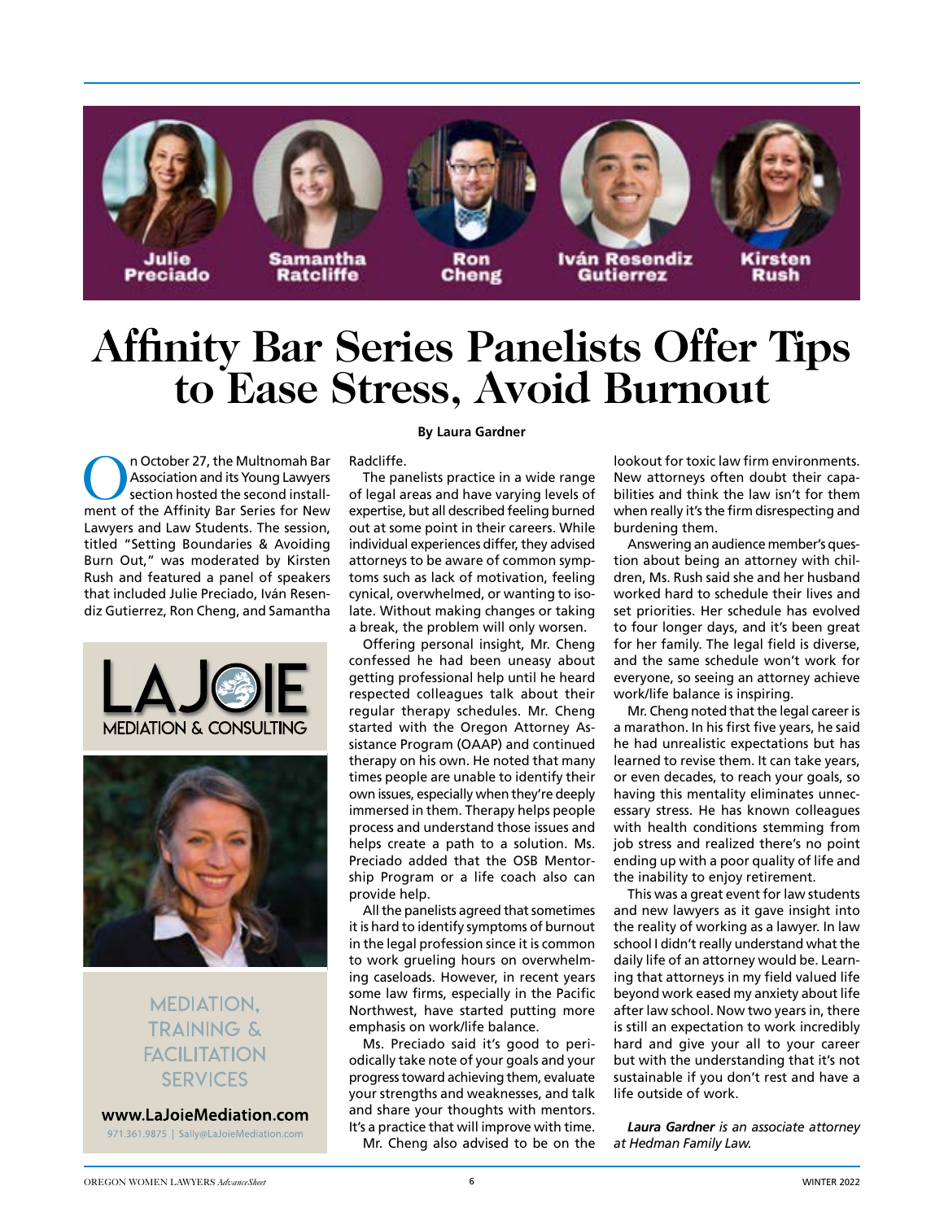Julie Preciado | Samantha Ratcliffe | Ron Cheng | Iván Resendiz Gutierrez | Kirsten Rush

# Affinity Bar Series Panelists Offer Tips to Ease Stress, Avoid Burnout

**By Laura Gardner**

On October 27, the Multnomah Bar Association and its Young Lawyers section hosted the second installment of the Affinity Bar Series for New Lawyers and Law Students. The session, titled "Setting Boundaries & Avoiding Burn Out," was moderated by Kirsten Rush and featured a panel of speakers that included Julie Preciado, Iván Resendiz Gutierrez, Ron Cheng, and Samantha Radcliffe.

The panelists practice in a wide range of legal areas and have varying levels of expertise, but all described feeling burned out at some point in their careers. While individual experiences differ, they advised attorneys to be aware of common symptoms such as lack of motivation, feeling cynical, overwhelmed, or wanting to isolate. Without making changes or taking a break, the problem will only worsen.

Offering personal insight, Mr. Cheng confessed he had been uneasy about getting professional help until he heard respected colleagues talk about their regular therapy schedules. Mr. Cheng started with the Oregon Attorney Assistance Program (OAAP) and continued therapy on his own. He noted that many times people are unable to identify their own issues, especially when they're deeply immersed in them. Therapy helps people process and understand those issues and helps create a path to a solution. Ms. Preciado added that the OSB Mentorship Program or a life coach also can provide help.

All the panelists agreed that sometimes it is hard to identify symptoms of burnout in the legal profession since it is common to work grueling hours on overwhelming caseloads. However, in recent years some law firms, especially in the Pacific Northwest, have started putting more emphasis on work/life balance.

Ms. Preciado said it's good to periodically take note of your goals and your progress toward achieving them, evaluate your strengths and weaknesses, and talk and share your thoughts with mentors. It's a practice that will improve with time.

Mr. Cheng also advised to be on the lookout for toxic law firm environments. New attorneys often doubt their capabilities and think the law isn't for them when really it's the firm disrespecting and burdening them.

Answering an audience member's question about being an attorney with children, Ms. Rush said she and her husband worked hard to schedule their lives and set priorities. Her schedule has evolved to four longer days, and it's been great for her family. The legal field is diverse, and the same schedule won't work for everyone, so seeing an attorney achieve work/life balance is inspiring.

Mr. Cheng noted that the legal career is a marathon. In his first five years, he said he had unrealistic expectations but has learned to revise them. It can take years, or even decades, to reach your goals, so having this mentality eliminates unnecessary stress. He has known colleagues with health conditions stemming from job stress and realized there's no point ending up with a poor quality of life and the inability to enjoy retirement.

This was a great event for law students and new lawyers as it gave insight into the reality of working as a lawyer. In law school I didn't really understand what the daily life of an attorney would be. Learning that attorneys in my field valued life beyond work eased my anxiety about life after law school. Now two years in, there is still an expectation to work incredibly hard and give your all to your career but with the understanding that it's not sustainable if you don't rest and have a life outside of work.

***Laura Gardner** is an associate attorney at Hedman Family Law.*

---

LAJOIE MEDIATION & CONSULTING

MEDIATION, TRAINING & FACILITATION SERVICES

**www.LaJoieMediation.com**

971.361.9875 | Sally@LaJoieMediation.com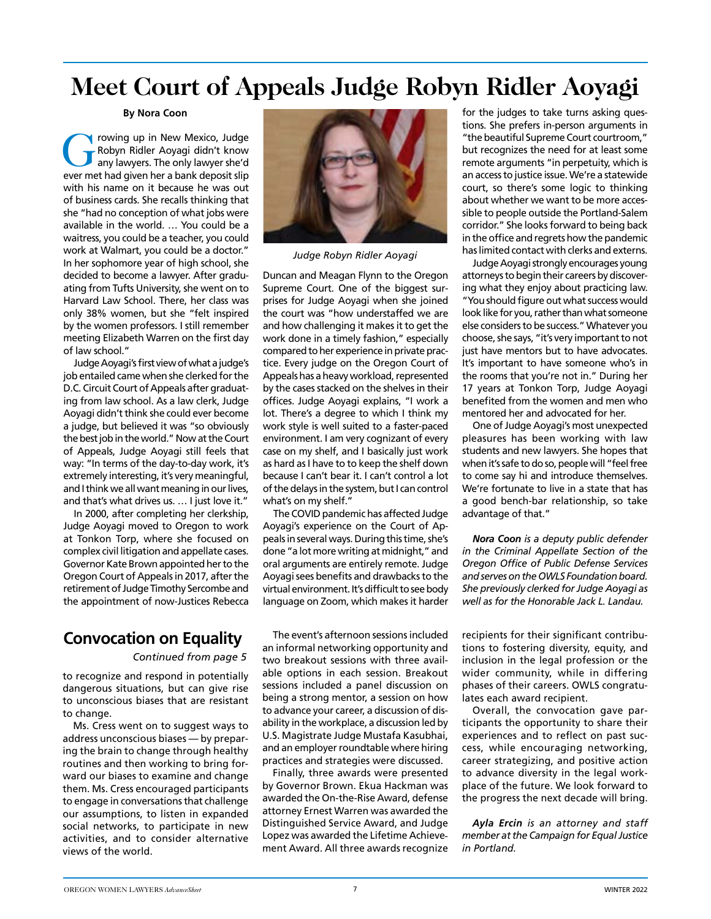# Meet Court of Appeals Judge Robyn Ridler Aoyagi

**By Nora Coon**

Growing up in New Mexico, Judge Robyn Ridler Aoyagi didn't know any lawyers. The only lawyer she'd ever met had given her a bank deposit slip with his name on it because he was out of business cards. She recalls thinking that she "had no conception of what jobs were available in the world. … You could be a waitress, you could be a teacher, you could work at Walmart, you could be a doctor." In her sophomore year of high school, she decided to become a lawyer. After graduating from Tufts University, she went on to Harvard Law School. There, her class was only 38% women, but she "felt inspired by the women professors. I still remember meeting Elizabeth Warren on the first day of law school."

Judge Aoyagi's first view of what a judge's job entailed came when she clerked for the D.C. Circuit Court of Appeals after graduating from law school. As a law clerk, Judge Aoyagi didn't think she could ever become a judge, but believed it was "so obviously the best job in the world." Now at the Court of Appeals, Judge Aoyagi still feels that way: "In terms of the day-to-day work, it's extremely interesting, it's very meaningful, and I think we all want meaning in our lives, and that's what drives us. … I just love it."

In 2000, after completing her clerkship, Judge Aoyagi moved to Oregon to work at Tonkon Torp, where she focused on complex civil litigation and appellate cases. Governor Kate Brown appointed her to the Oregon Court of Appeals in 2017, after the retirement of Judge Timothy Sercombe and the appointment of now-Justices Rebecca Duncan and Meagan Flynn to the Oregon Supreme Court. One of the biggest surprises for Judge Aoyagi when she joined the court was "how understaffed we are and how challenging it makes it to get the work done in a timely fashion," especially compared to her experience in private practice. Every judge on the Oregon Court of Appeals has a heavy workload, represented by the cases stacked on the shelves in their offices. Judge Aoyagi explains, "I work a lot. There's a degree to which I think my work style is well suited to a faster-paced environment. I am very cognizant of every case on my shelf, and I basically just work as hard as I have to to keep the shelf down because I can't bear it. I can't control a lot of the delays in the system, but I can control what's on my shelf."

*Judge Robyn Ridler Aoyagi*

The COVID pandemic has affected Judge Aoyagi's experience on the Court of Appeals in several ways. During this time, she's done "a lot more writing at midnight," and oral arguments are entirely remote. Judge Aoyagi sees benefits and drawbacks to the virtual environment. It's difficult to see body language on Zoom, which makes it harder for the judges to take turns asking questions. She prefers in-person arguments in "the beautiful Supreme Court courtroom," but recognizes the need for at least some remote arguments "in perpetuity, which is an access to justice issue. We're a statewide court, so there's some logic to thinking about whether we want to be more accessible to people outside the Portland-Salem corridor." She looks forward to being back in the office and regrets how the pandemic has limited contact with clerks and externs.

Judge Aoyagi strongly encourages young attorneys to begin their careers by discovering what they enjoy about practicing law. "You should figure out what success would look like for you, rather than what someone else considers to be success." Whatever you choose, she says, "it's very important to not just have mentors but to have advocates. It's important to have someone who's in the rooms that you're not in." During her 17 years at Tonkon Torp, Judge Aoyagi benefited from the women and men who mentored her and advocated for her.

One of Judge Aoyagi's most unexpected pleasures has been working with law students and new lawyers. She hopes that when it's safe to do so, people will "feel free to come say hi and introduce themselves. We're fortunate to live in a state that has a good bench-bar relationship, so take advantage of that."

***Nora Coon** is a deputy public defender in the Criminal Appellate Section of the Oregon Office of Public Defense Services and serves on the OWLS Foundation board. She previously clerked for Judge Aoyagi as well as for the Honorable Jack L. Landau.*

## Convocation on Equality

*Continued from page 5*

to recognize and respond in potentially dangerous situations, but can give rise to unconscious biases that are resistant to change.

Ms. Cress went on to suggest ways to address unconscious biases — by preparing the brain to change through healthy routines and then working to bring forward our biases to examine and change them. Ms. Cress encouraged participants to engage in conversations that challenge our assumptions, to listen in expanded social networks, to participate in new activities, and to consider alternative views of the world.

The event's afternoon sessions included an informal networking opportunity and two breakout sessions with three available options in each session. Breakout sessions included a panel discussion on being a strong mentor, a session on how to advance your career, a discussion of disability in the workplace, a discussion led by U.S. Magistrate Judge Mustafa Kasubhai, and an employer roundtable where hiring practices and strategies were discussed.

Finally, three awards were presented by Governor Brown. Ekua Hackman was awarded the On-the-Rise Award, defense attorney Ernest Warren was awarded the Distinguished Service Award, and Judge Lopez was awarded the Lifetime Achievement Award. All three awards recognize recipients for their significant contributions to fostering diversity, equity, and inclusion in the legal profession or the wider community, while in differing phases of their careers. OWLS congratulates each award recipient.

Overall, the convocation gave participants the opportunity to share their experiences and to reflect on past success, while encouraging networking, career strategizing, and positive action to advance diversity in the legal workplace of the future. We look forward to the progress the next decade will bring.

***Ayla Ercin** is an attorney and staff member at the Campaign for Equal Justice in Portland.*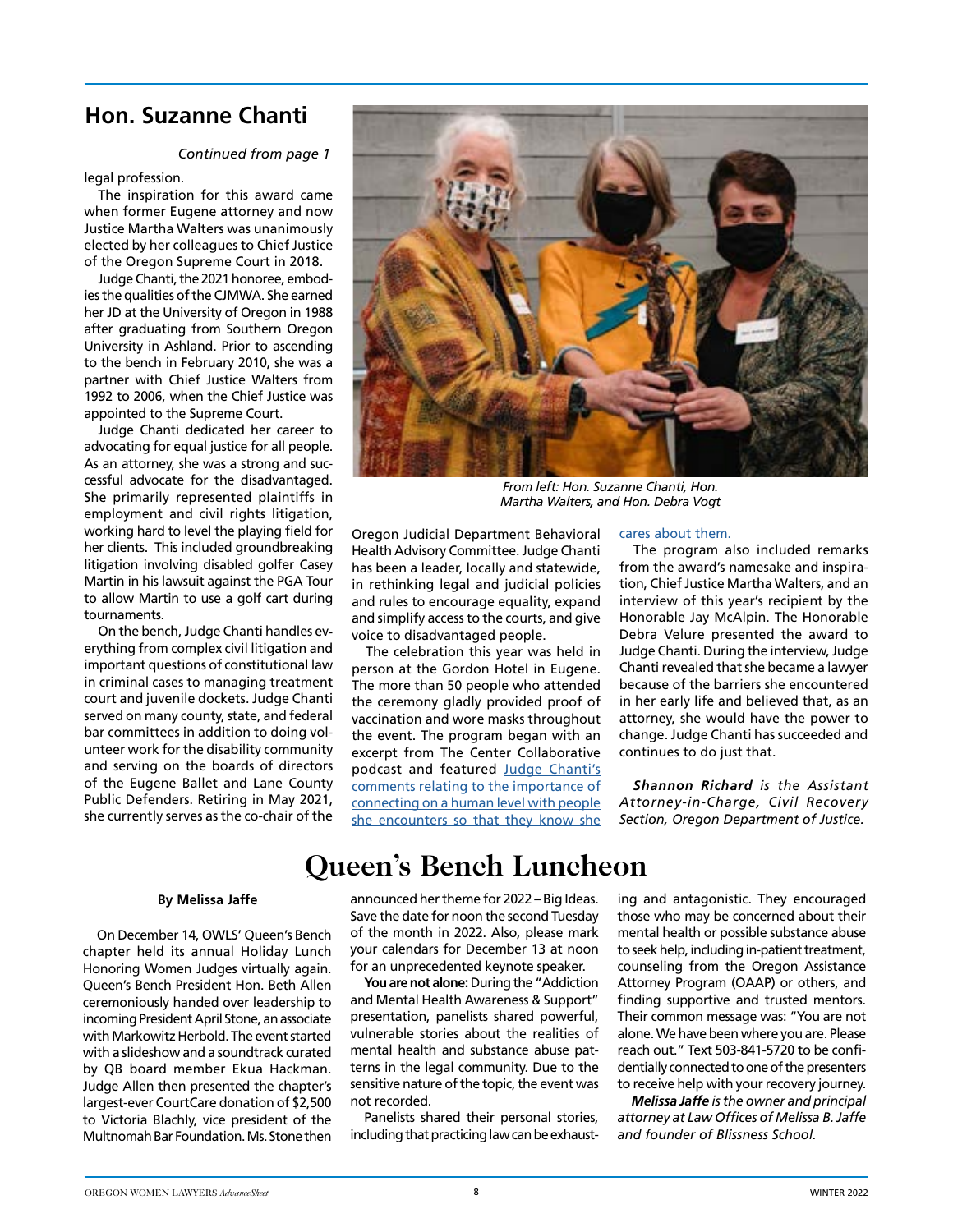## Hon. Suzanne Chanti

*Continued from page 1*

legal profession.

The inspiration for this award came when former Eugene attorney and now Justice Martha Walters was unanimously elected by her colleagues to Chief Justice of the Oregon Supreme Court in 2018.

Judge Chanti, the 2021 honoree, embodies the qualities of the CJMWA. She earned her JD at the University of Oregon in 1988 after graduating from Southern Oregon University in Ashland. Prior to ascending to the bench in February 2010, she was a partner with Chief Justice Walters from 1992 to 2006, when the Chief Justice was appointed to the Supreme Court.

Judge Chanti dedicated her career to advocating for equal justice for all people. As an attorney, she was a strong and successful advocate for the disadvantaged. She primarily represented plaintiffs in employment and civil rights litigation, working hard to level the playing field for her clients. This included groundbreaking litigation involving disabled golfer Casey Martin in his lawsuit against the PGA Tour to allow Martin to use a golf cart during tournaments.

On the bench, Judge Chanti handles everything from complex civil litigation and important questions of constitutional law in criminal cases to managing treatment court and juvenile dockets. Judge Chanti served on many county, state, and federal bar committees in addition to doing volunteer work for the disability community and serving on the boards of directors of the Eugene Ballet and Lane County Public Defenders. Retiring in May 2021, she currently serves as the co-chair of the Oregon Judicial Department Behavioral Health Advisory Committee. Judge Chanti has been a leader, locally and statewide, in rethinking legal and judicial policies and rules to encourage equality, expand and simplify access to the courts, and give voice to disadvantaged people.

*From left: Hon. Suzanne Chanti, Hon. Martha Walters, and Hon. Debra Vogt*

The celebration this year was held in person at the Gordon Hotel in Eugene. The more than 50 people who attended the ceremony gladly provided proof of vaccination and wore masks throughout the event. The program began with an excerpt from The Center Collaborative podcast and featured Judge Chanti's comments relating to the importance of connecting on a human level with people she encounters so that they know she cares about them.

The program also included remarks from the award's namesake and inspiration, Chief Justice Martha Walters, and an interview of this year's recipient by the Honorable Jay McAlpin. The Honorable Debra Velure presented the award to Judge Chanti. During the interview, Judge Chanti revealed that she became a lawyer because of the barriers she encountered in her early life and believed that, as an attorney, she would have the power to change. Judge Chanti has succeeded and continues to do just that.

***Shannon Richard** is the Assistant Attorney-in-Charge, Civil Recovery Section, Oregon Department of Justice.*

# Queen's Bench Luncheon

**By Melissa Jaffe**

On December 14, OWLS' Queen's Bench chapter held its annual Holiday Lunch Honoring Women Judges virtually again. Queen's Bench President Hon. Beth Allen ceremoniously handed over leadership to incoming President April Stone, an associate with Markowitz Herbold. The event started with a slideshow and a soundtrack curated by QB board member Ekua Hackman. Judge Allen then presented the chapter's largest-ever CourtCare donation of $2,500 to Victoria Blachly, vice president of the Multnomah Bar Foundation. Ms. Stone then announced her theme for 2022 – Big Ideas. Save the date for noon the second Tuesday of the month in 2022. Also, please mark your calendars for December 13 at noon for an unprecedented keynote speaker.

**You are not alone:** During the "Addiction and Mental Health Awareness & Support" presentation, panelists shared powerful, vulnerable stories about the realities of mental health and substance abuse patterns in the legal community. Due to the sensitive nature of the topic, the event was not recorded.

Panelists shared their personal stories, including that practicing law can be exhausting and antagonistic. They encouraged those who may be concerned about their mental health or possible substance abuse to seek help, including in-patient treatment, counseling from the Oregon Assistance Attorney Program (OAAP) or others, and finding supportive and trusted mentors. Their common message was: "You are not alone. We have been where you are. Please reach out." Text 503-841-5720 to be confidentially connected to one of the presenters to receive help with your recovery journey.

***Melissa Jaffe** is the owner and principal attorney at Law Offices of Melissa B. Jaffe and founder of Blissness School.*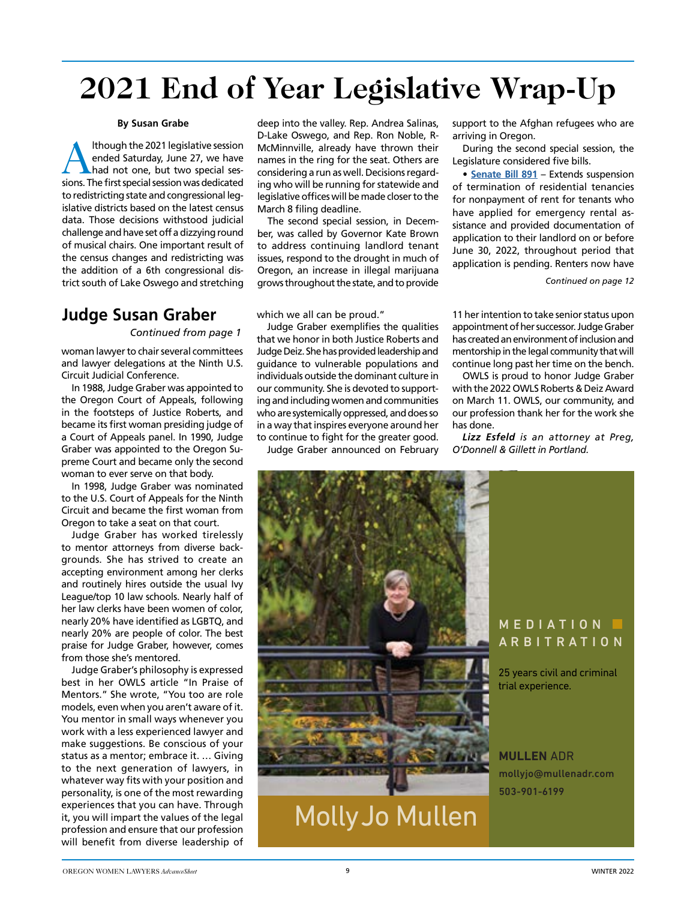# 2021 End of Year Legislative Wrap-Up

**By Susan Grabe**

Although the 2021 legislative session ended Saturday, June 27, we have had not one, but two special sessions. The first special session was dedicated to redistricting state and congressional legislative districts based on the latest census data. Those decisions withstood judicial challenge and have set off a dizzying round of musical chairs. One important result of the census changes and redistricting was the addition of a 6th congressional district south of Lake Oswego and stretching deep into the valley. Rep. Andrea Salinas, D-Lake Oswego, and Rep. Ron Noble, R-McMinnville, already have thrown their names in the ring for the seat. Others are considering a run as well. Decisions regarding who will be running for statewide and legislative offices will be made closer to the March 8 filing deadline.

The second special session, in December, was called by Governor Kate Brown to address continuing landlord tenant issues, respond to the drought in much of Oregon, an increase in illegal marijuana grows throughout the state, and to provide support to the Afghan refugees who are arriving in Oregon.

During the second special session, the Legislature considered five bills.

- **Senate Bill 891** – Extends suspension of termination of residential tenancies for nonpayment of rent for tenants who have applied for emergency rental assistance and provided documentation of application to their landlord on or before June 30, 2022, throughout period that application is pending. Renters now have

*Continued on page 12*

## Judge Susan Graber

*Continued from page 1*

woman lawyer to chair several committees and lawyer delegations at the Ninth U.S. Circuit Judicial Conference.

In 1988, Judge Graber was appointed to the Oregon Court of Appeals, following in the footsteps of Justice Roberts, and became its first woman presiding judge of a Court of Appeals panel. In 1990, Judge Graber was appointed to the Oregon Supreme Court and became only the second woman to ever serve on that body.

In 1998, Judge Graber was nominated to the U.S. Court of Appeals for the Ninth Circuit and became the first woman from Oregon to take a seat on that court.

Judge Graber has worked tirelessly to mentor attorneys from diverse backgrounds. She has strived to create an accepting environment among her clerks and routinely hires outside the usual Ivy League/top 10 law schools. Nearly half of her law clerks have been women of color, nearly 20% have identified as LGBTQ, and nearly 20% are people of color. The best praise for Judge Graber, however, comes from those she's mentored.

Judge Graber's philosophy is expressed best in her OWLS article "In Praise of Mentors." She wrote, "You too are role models, even when you aren't aware of it. You mentor in small ways whenever you work with a less experienced lawyer and make suggestions. Be conscious of your status as a mentor; embrace it. … Giving to the next generation of lawyers, in whatever way fits with your position and personality, is one of the most rewarding experiences that you can have. Through it, you will impart the values of the legal profession and ensure that our profession will benefit from diverse leadership of which we all can be proud."

Judge Graber exemplifies the qualities that we honor in both Justice Roberts and Judge Deiz. She has provided leadership and guidance to vulnerable populations and individuals outside the dominant culture in our community. She is devoted to supporting and including women and communities who are systemically oppressed, and does so in a way that inspires everyone around her to continue to fight for the greater good.

Judge Graber announced on February 11 her intention to take senior status upon appointment of her successor. Judge Graber has created an environment of inclusion and mentorship in the legal community that will continue long past her time on the bench.

OWLS is proud to honor Judge Graber with the 2022 OWLS Roberts & Deiz Award on March 11. OWLS, our community, and our profession thank her for the work she has done.

***Lizz Esfeld** is an attorney at Preg, O'Donnell & Gillett in Portland.*

MEDIATION ■ ARBITRATION

25 years civil and criminal trial experience.

Molly Jo Mullen

**MULLEN** ADR
mollyjo@mullenadr.com
503-901-6199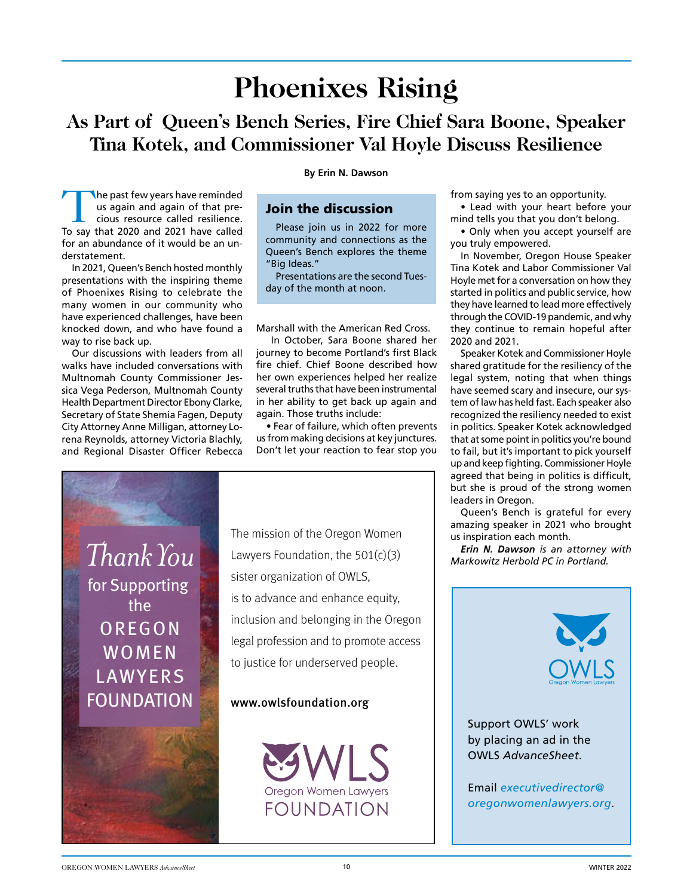# Phoenixes Rising

## As Part of Queen's Bench Series, Fire Chief Sara Boone, Speaker Tina Kotek, and Commissioner Val Hoyle Discuss Resilience

**By Erin N. Dawson**

The past few years have reminded us again and again of that precious resource called resilience. To say that 2020 and 2021 have called for an abundance of it would be an understatement.

In 2021, Queen's Bench hosted monthly presentations with the inspiring theme of Phoenixes Rising to celebrate the many women in our community who have experienced challenges, have been knocked down, and who have found a way to rise back up.

Our discussions with leaders from all walks have included conversations with Multnomah County Commissioner Jessica Vega Pederson, Multnomah County Health Department Director Ebony Clarke, Secretary of State Shemia Fagen, Deputy City Attorney Anne Milligan, attorney Lorena Reynolds, attorney Victoria Blachly, and Regional Disaster Officer Rebecca Marshall with the American Red Cross.

In October, Sara Boone shared her journey to become Portland's first Black fire chief. Chief Boone described how her own experiences helped her realize several truths that have been instrumental in her ability to get back up again and again. Those truths include:

- Fear of failure, which often prevents us from making decisions at key junctures. Don't let your reaction to fear stop you from saying yes to an opportunity.
- Lead with your heart before your mind tells you that you don't belong.
- Only when you accept yourself are you truly empowered.

In November, Oregon House Speaker Tina Kotek and Labor Commissioner Val Hoyle met for a conversation on how they started in politics and public service, how they have learned to lead more effectively through the COVID-19 pandemic, and why they continue to remain hopeful after 2020 and 2021.

Speaker Kotek and Commissioner Hoyle shared gratitude for the resiliency of the legal system, noting that when things have seemed scary and insecure, our system of law has held fast. Each speaker also recognized the resiliency needed to exist in politics. Speaker Kotek acknowledged that at some point in politics you're bound to fail, but it's important to pick yourself up and keep fighting. Commissioner Hoyle agreed that being in politics is difficult, but she is proud of the strong women leaders in Oregon.

Queen's Bench is grateful for every amazing speaker in 2021 who brought us inspiration each month.

***Erin N. Dawson*** *is an attorney with Markowitz Herbold PC in Portland.*

### Join the discussion

Please join us in 2022 for more community and connections as the Queen's Bench explores the theme "Big Ideas."

Presentations are the second Tuesday of the month at noon.

---

*Thank You* for Supporting the OREGON WOMEN LAWYERS FOUNDATION

The mission of the Oregon Women Lawyers Foundation, the 501(c)(3) sister organization of OWLS, is to advance and enhance equity, inclusion and belonging in the Oregon legal profession and to promote access to justice for underserved people.

www.owlsfoundation.org

OWLS Oregon Women Lawyers FOUNDATION

---

OWLS Oregon Women Lawyers

Support OWLS' work by placing an ad in the OWLS *AdvanceSheet*.

Email *executivedirector@oregonwomenlawyers.org*.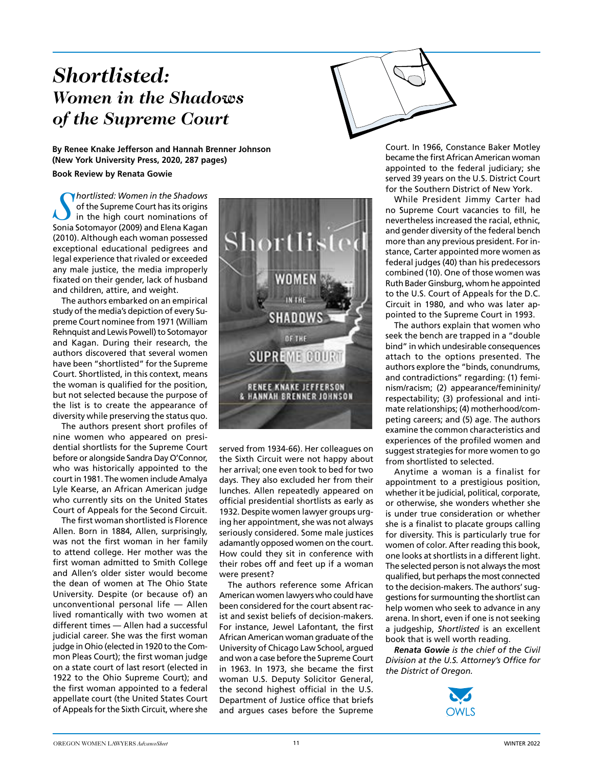# *Shortlisted: Women in the Shadows of the Supreme Court*

**By Renee Knake Jefferson and Hannah Brenner Johnson (New York University Press, 2020, 287 pages)**

**Book Review by Renata Gowie**

*Shortlisted: Women in the Shadows of the Supreme Court* has its origins in the high court nominations of Sonia Sotomayor (2009) and Elena Kagan (2010). Although each woman possessed exceptional educational pedigrees and legal experience that rivaled or exceeded any male justice, the media improperly fixated on their gender, lack of husband and children, attire, and weight.

The authors embarked on an empirical study of the media's depiction of every Supreme Court nominee from 1971 (William Rehnquist and Lewis Powell) to Sotomayor and Kagan. During their research, the authors discovered that several women have been "shortlisted" for the Supreme Court. Shortlisted, in this context, means the woman is qualified for the position, but not selected because the purpose of the list is to create the appearance of diversity while preserving the status quo.

The authors present short profiles of nine women who appeared on presidential shortlists for the Supreme Court before or alongside Sandra Day O'Connor, who was historically appointed to the court in 1981. The women include Amalya Lyle Kearse, an African American judge who currently sits on the United States Court of Appeals for the Second Circuit.

The first woman shortlisted is Florence Allen. Born in 1884, Allen, surprisingly, was not the first woman in her family to attend college. Her mother was the first woman admitted to Smith College and Allen's older sister would become the dean of women at The Ohio State University. Despite (or because of) an unconventional personal life — Allen lived romantically with two women at different times — Allen had a successful judicial career. She was the first woman judge in Ohio (elected in 1920 to the Common Pleas Court); the first woman judge on a state court of last resort (elected in 1922 to the Ohio Supreme Court); and the first woman appointed to a federal appellate court (the United States Court of Appeals for the Sixth Circuit, where she served from 1934-66). Her colleagues on the Sixth Circuit were not happy about her arrival; one even took to bed for two days. They also excluded her from their lunches. Allen repeatedly appeared on official presidential shortlists as early as 1932. Despite women lawyer groups urging her appointment, she was not always seriously considered. Some male justices adamantly opposed women on the court. How could they sit in conference with their robes off and feet up if a woman were present?

The authors reference some African American women lawyers who could have been considered for the court absent racist and sexist beliefs of decision-makers. For instance, Jewel Lafontant, the first African American woman graduate of the University of Chicago Law School, argued and won a case before the Supreme Court in 1963. In 1973, she became the first woman U.S. Deputy Solicitor General, the second highest official in the U.S. Department of Justice office that briefs and argues cases before the Supreme Court. In 1966, Constance Baker Motley became the first African American woman appointed to the federal judiciary; she served 39 years on the U.S. District Court for the Southern District of New York.

While President Jimmy Carter had no Supreme Court vacancies to fill, he nevertheless increased the racial, ethnic, and gender diversity of the federal bench more than any previous president. For instance, Carter appointed more women as federal judges (40) than his predecessors combined (10). One of those women was Ruth Bader Ginsburg, whom he appointed to the U.S. Court of Appeals for the D.C. Circuit in 1980, and who was later appointed to the Supreme Court in 1993.

The authors explain that women who seek the bench are trapped in a "double bind" in which undesirable consequences attach to the options presented. The authors explore the "binds, conundrums, and contradictions" regarding: (1) feminism/racism; (2) appearance/femininity/respectability; (3) professional and intimate relationships; (4) motherhood/competing careers; and (5) age. The authors examine the common characteristics and experiences of the profiled women and suggest strategies for more women to go from shortlisted to selected.

Anytime a woman is a finalist for appointment to a prestigious position, whether it be judicial, political, corporate, or otherwise, she wonders whether she is under true consideration or whether she is a finalist to placate groups calling for diversity. This is particularly true for women of color. After reading this book, one looks at shortlists in a different light. The selected person is not always the most qualified, but perhaps the most connected to the decision-makers. The authors' suggestions for surmounting the shortlist can help women who seek to advance in any arena. In short, even if one is not seeking a judgeship, *Shortlisted* is an excellent book that is well worth reading.

***Renata Gowie** is the chief of the Civil Division at the U.S. Attorney's Office for the District of Oregon.*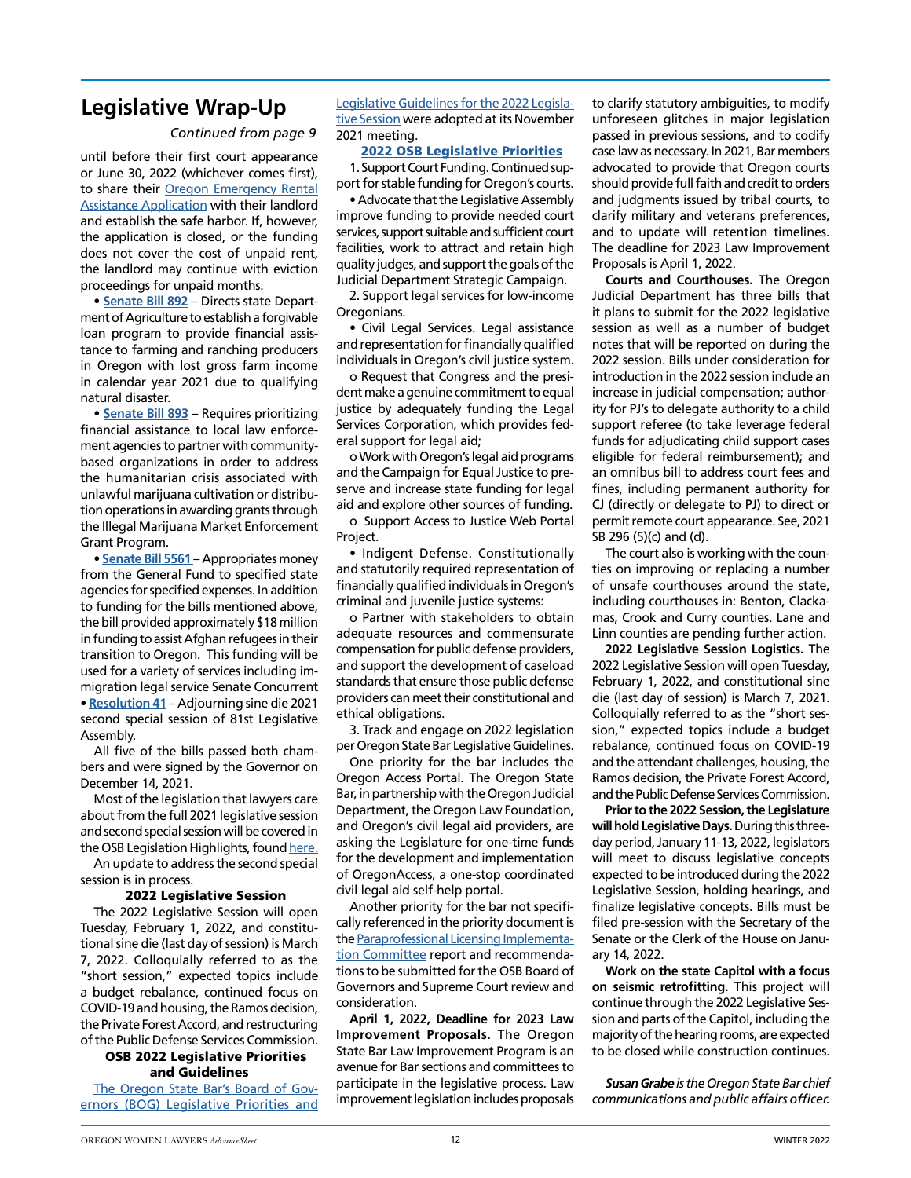# Legislative Wrap-Up

*Continued from page 9*

until before their first court appearance or June 30, 2022 (whichever comes first), to share their Oregon Emergency Rental Assistance Application with their landlord and establish the safe harbor. If, however, the application is closed, or the funding does not cover the cost of unpaid rent, the landlord may continue with eviction proceedings for unpaid months.

• **Senate Bill 892** – Directs state Department of Agriculture to establish a forgivable loan program to provide financial assistance to farming and ranching producers in Oregon with lost gross farm income in calendar year 2021 due to qualifying natural disaster.

• **Senate Bill 893** – Requires prioritizing financial assistance to local law enforcement agencies to partner with community-based organizations in order to address the humanitarian crisis associated with unlawful marijuana cultivation or distribution operations in awarding grants through the Illegal Marijuana Market Enforcement Grant Program.

• **Senate Bill 5561** – Appropriates money from the General Fund to specified state agencies for specified expenses. In addition to funding for the bills mentioned above, the bill provided approximately $18 million in funding to assist Afghan refugees in their transition to Oregon. This funding will be used for a variety of services including immigration legal service Senate Concurrent

• **Resolution 41** – Adjourning sine die 2021 second special session of 81st Legislative Assembly.

All five of the bills passed both chambers and were signed by the Governor on December 14, 2021.

Most of the legislation that lawyers care about from the full 2021 legislative session and second special session will be covered in the OSB Legislation Highlights, found here.

An update to address the second special session is in process.

### 2022 Legislative Session

The 2022 Legislative Session will open Tuesday, February 1, 2022, and constitutional sine die (last day of session) is March 7, 2022. Colloquially referred to as the "short session," expected topics include a budget rebalance, continued focus on COVID-19 and housing, the Ramos decision, the Private Forest Accord, and restructuring of the Public Defense Services Commission.

### OSB 2022 Legislative Priorities and Guidelines

The Oregon State Bar's Board of Governors (BOG) Legislative Priorities and Legislative Guidelines for the 2022 Legislative Session were adopted at its November 2021 meeting.

**2022 OSB Legislative Priorities**

1. Support Court Funding. Continued support for stable funding for Oregon's courts.

• Advocate that the Legislative Assembly improve funding to provide needed court services, support suitable and sufficient court facilities, work to attract and retain high quality judges, and support the goals of the Judicial Department Strategic Campaign.

2. Support legal services for low-income Oregonians.

• Civil Legal Services. Legal assistance and representation for financially qualified individuals in Oregon's civil justice system.

o Request that Congress and the president make a genuine commitment to equal justice by adequately funding the Legal Services Corporation, which provides federal support for legal aid;

o Work with Oregon's legal aid programs and the Campaign for Equal Justice to preserve and increase state funding for legal aid and explore other sources of funding.

o Support Access to Justice Web Portal Project.

• Indigent Defense. Constitutionally and statutorily required representation of financially qualified individuals in Oregon's criminal and juvenile justice systems:

o Partner with stakeholders to obtain adequate resources and commensurate compensation for public defense providers, and support the development of caseload standards that ensure those public defense providers can meet their constitutional and ethical obligations.

3. Track and engage on 2022 legislation per Oregon State Bar Legislative Guidelines.

One priority for the bar includes the Oregon Access Portal. The Oregon State Bar, in partnership with the Oregon Judicial Department, the Oregon Law Foundation, and Oregon's civil legal aid providers, are asking the Legislature for one-time funds for the development and implementation of OregonAccess, a one-stop coordinated civil legal aid self-help portal.

Another priority for the bar not specifically referenced in the priority document is the Paraprofessional Licensing Implementation Committee report and recommendations to be submitted for the OSB Board of Governors and Supreme Court review and consideration.

**April 1, 2022, Deadline for 2023 Law Improvement Proposals.** The Oregon State Bar Law Improvement Program is an avenue for Bar sections and committees to participate in the legislative process. Law improvement legislation includes proposals to clarify statutory ambiguities, to modify unforeseen glitches in major legislation passed in previous sessions, and to codify case law as necessary. In 2021, Bar members advocated to provide that Oregon courts should provide full faith and credit to orders and judgments issued by tribal courts, to clarify military and veterans preferences, and to update will retention timelines. The deadline for 2023 Law Improvement Proposals is April 1, 2022.

**Courts and Courthouses.** The Oregon Judicial Department has three bills that it plans to submit for the 2022 legislative session as well as a number of budget notes that will be reported on during the 2022 session. Bills under consideration for introduction in the 2022 session include an increase in judicial compensation; authority for PJ's to delegate authority to a child support referee (to take leverage federal funds for adjudicating child support cases eligible for federal reimbursement); and an omnibus bill to address court fees and fines, including permanent authority for CJ (directly or delegate to PJ) to direct or permit remote court appearance. See, 2021 SB 296 (5)(c) and (d).

The court also is working with the counties on improving or replacing a number of unsafe courthouses around the state, including courthouses in: Benton, Clackamas, Crook and Curry counties. Lane and Linn counties are pending further action.

**2022 Legislative Session Logistics.** The 2022 Legislative Session will open Tuesday, February 1, 2022, and constitutional sine die (last day of session) is March 7, 2021. Colloquially referred to as the "short session," expected topics include a budget rebalance, continued focus on COVID-19 and the attendant challenges, housing, the Ramos decision, the Private Forest Accord, and the Public Defense Services Commission.

**Prior to the 2022 Session, the Legislature will hold Legislative Days.** During this three-day period, January 11-13, 2022, legislators will meet to discuss legislative concepts expected to be introduced during the 2022 Legislative Session, holding hearings, and finalize legislative concepts. Bills must be filed pre-session with the Secretary of the Senate or the Clerk of the House on January 14, 2022.

**Work on the state Capitol with a focus on seismic retrofitting.** This project will continue through the 2022 Legislative Session and parts of the Capitol, including the majority of the hearing rooms, are expected to be closed while construction continues.

***Susan Grabe** is the Oregon State Bar chief communications and public affairs officer.*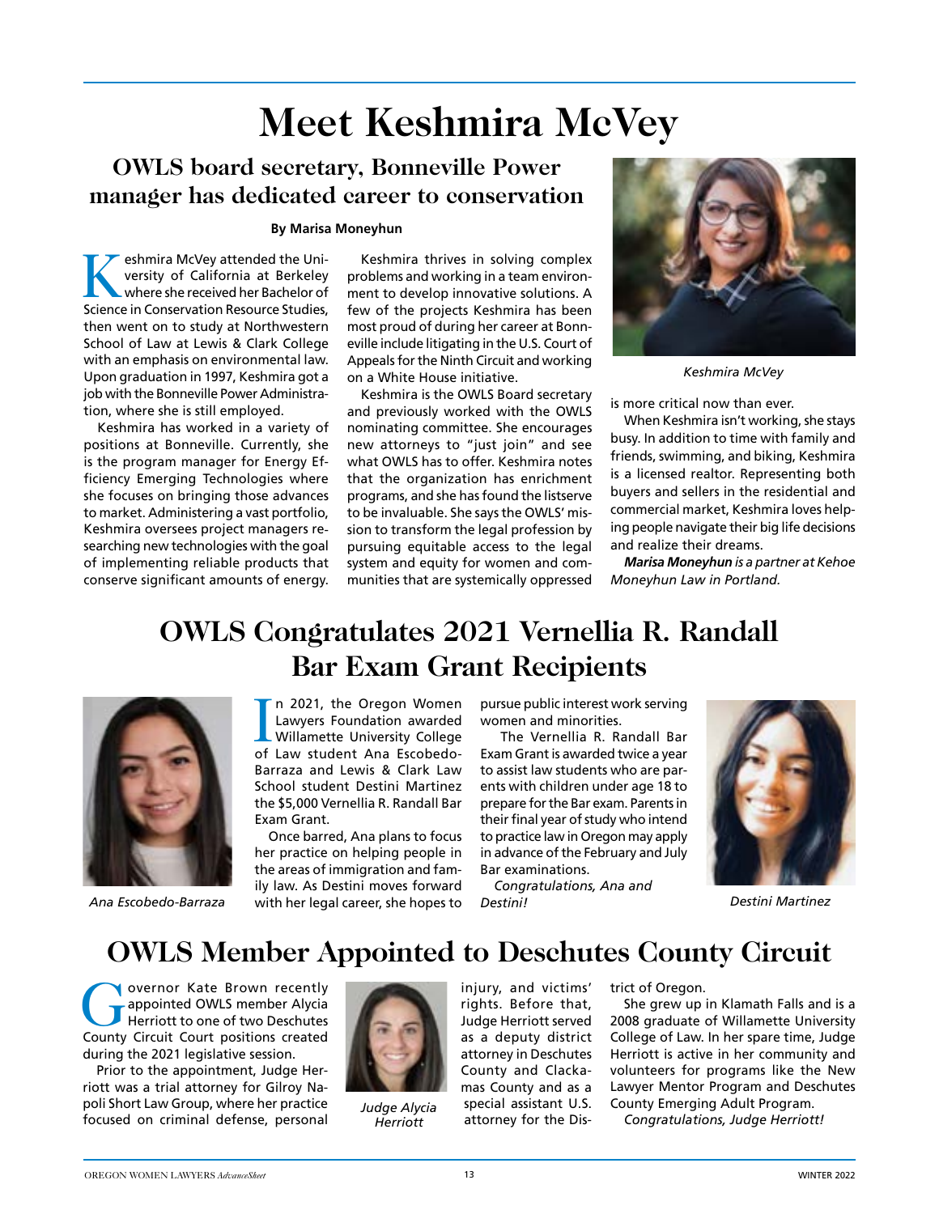# Meet Keshmira McVey

## OWLS board secretary, Bonneville Power manager has dedicated career to conservation

**By Marisa Moneyhun**

Keshmira McVey attended the University of California at Berkeley where she received her Bachelor of Science in Conservation Resource Studies, then went on to study at Northwestern School of Law at Lewis & Clark College with an emphasis on environmental law. Upon graduation in 1997, Keshmira got a job with the Bonneville Power Administration, where she is still employed.

Keshmira has worked in a variety of positions at Bonneville. Currently, she is the program manager for Energy Efficiency Emerging Technologies where she focuses on bringing those advances to market. Administering a vast portfolio, Keshmira oversees project managers researching new technologies with the goal of implementing reliable products that conserve significant amounts of energy.

Keshmira thrives in solving complex problems and working in a team environment to develop innovative solutions. A few of the projects Keshmira has been most proud of during her career at Bonneville include litigating in the U.S. Court of Appeals for the Ninth Circuit and working on a White House initiative.

Keshmira is the OWLS Board secretary and previously worked with the OWLS nominating committee. She encourages new attorneys to "just join" and see what OWLS has to offer. Keshmira notes that the organization has enrichment programs, and she has found the listserve to be invaluable. She says the OWLS' mission to transform the legal profession by pursuing equitable access to the legal system and equity for women and communities that are systemically oppressed is more critical now than ever.

*Keshmira McVey*

When Keshmira isn't working, she stays busy. In addition to time with family and friends, swimming, and biking, Keshmira is a licensed realtor. Representing both buyers and sellers in the residential and commercial market, Keshmira loves helping people navigate their big life decisions and realize their dreams.

***Marisa Moneyhun*** *is a partner at Kehoe Moneyhun Law in Portland.*

# OWLS Congratulates 2021 Vernellia R. Randall Bar Exam Grant Recipients

*Ana Escobedo-Barraza*

In 2021, the Oregon Women Lawyers Foundation awarded Willamette University College of Law student Ana Escobedo-Barraza and Lewis & Clark Law School student Destini Martinez the $5,000 Vernellia R. Randall Bar Exam Grant.

Once barred, Ana plans to focus her practice on helping people in the areas of immigration and family law. As Destini moves forward with her legal career, she hopes to pursue public interest work serving women and minorities.

The Vernellia R. Randall Bar Exam Grant is awarded twice a year to assist law students who are parents with children under age 18 to prepare for the Bar exam. Parents in their final year of study who intend to practice law in Oregon may apply in advance of the February and July Bar examinations.

*Congratulations, Ana and Destini!*

*Destini Martinez*

# OWLS Member Appointed to Deschutes County Circuit

Governor Kate Brown recently appointed OWLS member Alycia Herriott to one of two Deschutes County Circuit Court positions created during the 2021 legislative session.

Prior to the appointment, Judge Herriott was a trial attorney for Gilroy Napoli Short Law Group, where her practice focused on criminal defense, personal injury, and victims' rights. Before that, Judge Herriott served as a deputy district attorney in Deschutes County and Clackamas County and as a special assistant U.S. attorney for the District of Oregon.

*Judge Alycia Herriott*

She grew up in Klamath Falls and is a 2008 graduate of Willamette University College of Law. In her spare time, Judge Herriott is active in her community and volunteers for programs like the New Lawyer Mentor Program and Deschutes County Emerging Adult Program.

*Congratulations, Judge Herriott!*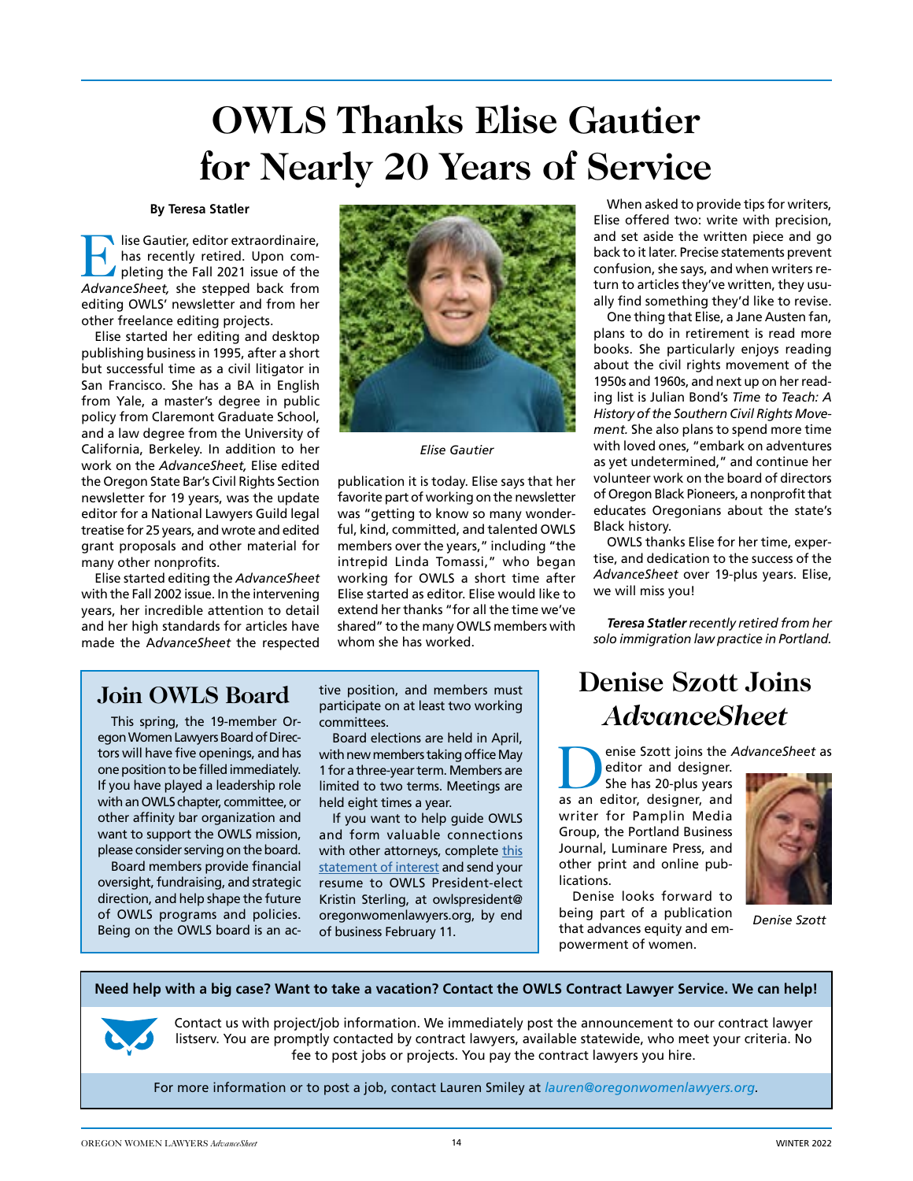# OWLS Thanks Elise Gautier for Nearly 20 Years of Service

**By Teresa Statler**

Elise Gautier, editor extraordinaire, has recently retired. Upon completing the Fall 2021 issue of the *AdvanceSheet,* she stepped back from editing OWLS' newsletter and from her other freelance editing projects.

Elise started her editing and desktop publishing business in 1995, after a short but successful time as a civil litigator in San Francisco. She has a BA in English from Yale, a master's degree in public policy from Claremont Graduate School, and a law degree from the University of California, Berkeley. In addition to her work on the *AdvanceSheet,* Elise edited the Oregon State Bar's Civil Rights Section newsletter for 19 years, was the update editor for a National Lawyers Guild legal treatise for 25 years, and wrote and edited grant proposals and other material for many other nonprofits.

Elise started editing the *AdvanceSheet* with the Fall 2002 issue. In the intervening years, her incredible attention to detail and her high standards for articles have made the *AdvanceSheet* the respected publication it is today. Elise says that her favorite part of working on the newsletter was "getting to know so many wonderful, kind, committed, and talented OWLS members over the years," including "the intrepid Linda Tomassi," who began working for OWLS a short time after Elise started as editor. Elise would like to extend her thanks "for all the time we've shared" to the many OWLS members with whom she has worked.

*Elise Gautier*

When asked to provide tips for writers, Elise offered two: write with precision, and set aside the written piece and go back to it later. Precise statements prevent confusion, she says, and when writers return to articles they've written, they usually find something they'd like to revise.

One thing that Elise, a Jane Austen fan, plans to do in retirement is read more books. She particularly enjoys reading about the civil rights movement of the 1950s and 1960s, and next up on her reading list is Julian Bond's *Time to Teach: A History of the Southern Civil Rights Movement.* She also plans to spend more time with loved ones, "embark on adventures as yet undetermined," and continue her volunteer work on the board of directors of Oregon Black Pioneers, a nonprofit that educates Oregonians about the state's Black history.

OWLS thanks Elise for her time, expertise, and dedication to the success of the *AdvanceSheet* over 19-plus years. Elise, we will miss you!

***Teresa Statler** recently retired from her solo immigration law practice in Portland.*

## Join OWLS Board

This spring, the 19-member Oregon Women Lawyers Board of Directors will have five openings, and has one position to be filled immediately. If you have played a leadership role with an OWLS chapter, committee, or other affinity bar organization and want to support the OWLS mission, please consider serving on the board.

Board members provide financial oversight, fundraising, and strategic direction, and help shape the future of OWLS programs and policies. Being on the OWLS board is an active position, and members must participate on at least two working committees.

Board elections are held in April, with new members taking office May 1 for a three-year term. Members are limited to two terms. Meetings are held eight times a year.

If you want to help guide OWLS and form valuable connections with other attorneys, complete this statement of interest and send your resume to OWLS President-elect Kristin Sterling, at owlspresident@oregonwomenlawyers.org, by end of business February 11.

## Denise Szott Joins *AdvanceSheet*

Denise Szott joins the *AdvanceSheet* as editor and designer. She has 20-plus years as an editor, designer, and writer for Pamplin Media Group, the Portland Business Journal, Luminare Press, and other print and online publications.

Denise looks forward to being part of a publication that advances equity and empowerment of women.

*Denise Szott*

**Need help with a big case? Want to take a vacation? Contact the OWLS Contract Lawyer Service. We can help!**

Contact us with project/job information. We immediately post the announcement to our contract lawyer listserv. You are promptly contacted by contract lawyers, available statewide, who meet your criteria. No fee to post jobs or projects. You pay the contract lawyers you hire.

For more information or to post a job, contact Lauren Smiley at *lauren@oregonwomenlawyers.org*.